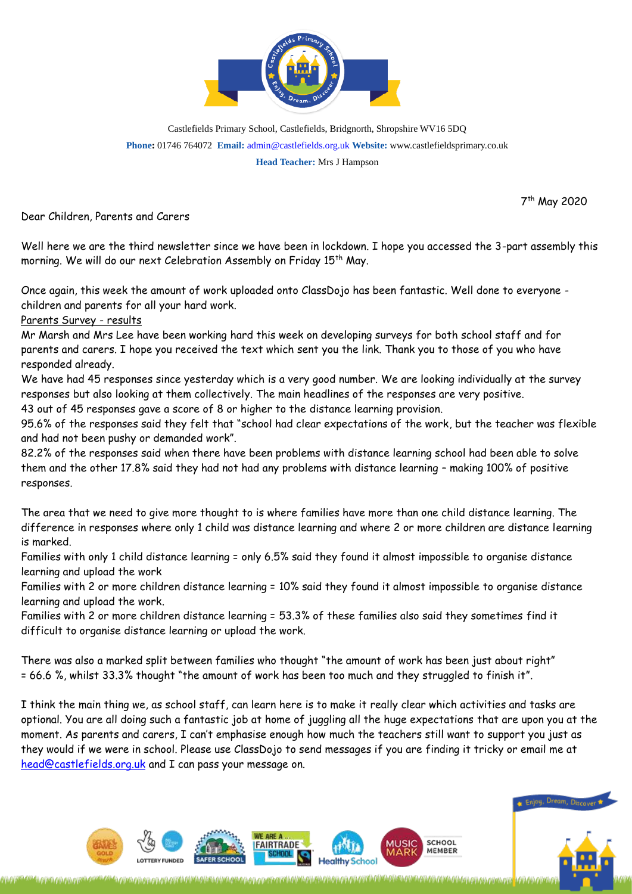Castlefields Primary School, Castlefields, Bridgnorth, Shropshire WV16 5DQ

**Phone:** 01746 764072 **Email:** admin@castlefields.org.uk **Website:** www.castlefieldsprimary.co.uk

**Head Teacher:** Mrs J Hampson

7th May 2020

Dear Children, Parents and Carers

Well here we are the third newsletter since we have been in lockdown. I hope you accessed the 3-part assembly this morning. We will do our next Celebration Assembly on Friday 15th May.

Once again, this week the amount of work uploaded onto ClassDojo has been fantastic. Well done to everyone - children and parents for all your hard work.

<u>Parents Survey - results</u>

Mr Marsh and Mrs Lee have been working hard this week on developing surveys for both school staff and for parents and carers. I hope you received the text which sent you the link. Thank you to those of you who have responded already.

We have had 45 responses since yesterday which is a very good number. We are looking individually at the survey responses but also looking at them collectively. The main headlines of the responses are very positive.

43 out of 45 responses gave a score of 8 or higher to the distance learning provision.

95.6% of the responses said they felt that "school had clear expectations of the work, but the teacher was flexible and had not been pushy or demanded work".

82.2% of the responses said when there have been problems with distance learning school had been able to solve them and the other 17.8% said they had not had any problems with distance learning – making 100% of positive responses.

The area that we need to give more thought to is where families have more than one child distance learning. The difference in responses where only 1 child was distance learning and where 2 or more children are distance learning is marked.

Families with only 1 child distance learning = only 6.5% said they found it almost impossible to organise distance learning and upload the work

Families with 2 or more children distance learning = 10% said they found it almost impossible to organise distance learning and upload the work.

Families with 2 or more children distance learning = 53.3% of these families also said they sometimes find it difficult to organise distance learning or upload the work.

There was also a marked split between families who thought "the amount of work has been just about right" = 66.6 %, whilst 33.3% thought "the amount of work has been too much and they struggled to finish it".

I think the main thing we, as school staff, can learn here is to make it really clear which activities and tasks are optional. You are all doing such a fantastic job at home of juggling all the huge expectations that are upon you at the moment. As parents and carers, I can't emphasise enough how much the teachers still want to support you just as they would if we were in school. Please use ClassDojo to send messages if you are finding it tricky or email me at head@castlefields.org.uk and I can pass your message on.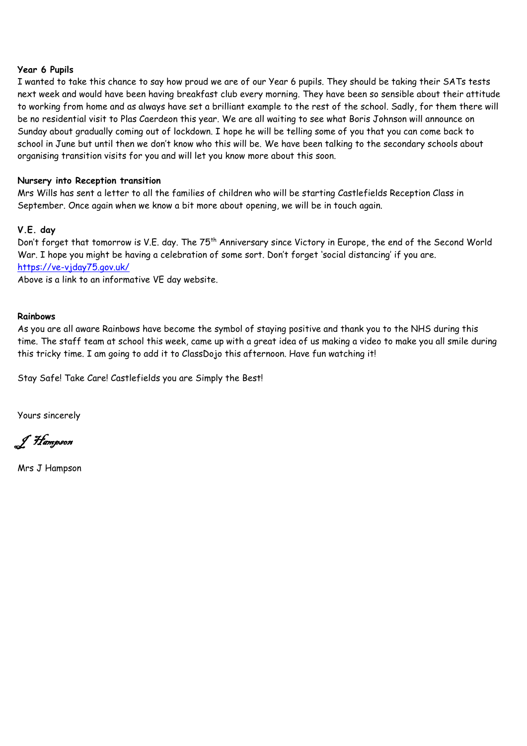**Year 6 Pupils**

I wanted to take this chance to say how proud we are of our Year 6 pupils. They should be taking their SATs tests next week and would have been having breakfast club every morning. They have been so sensible about their attitude to working from home and as always have set a brilliant example to the rest of the school. Sadly, for them there will be no residential visit to Plas Caerdeon this year. We are all waiting to see what Boris Johnson will announce on Sunday about gradually coming out of lockdown. I hope he will be telling some of you that you can come back to school in June but until then we don't know who this will be. We have been talking to the secondary schools about organising transition visits for you and will let you know more about this soon.

**Nursery into Reception transition**

Mrs Wills has sent a letter to all the families of children who will be starting Castlefields Reception Class in September. Once again when we know a bit more about opening, we will be in touch again.

**V.E. day**

Don't forget that tomorrow is V.E. day. The 75th Anniversary since Victory in Europe, the end of the Second World War. I hope you might be having a celebration of some sort. Don't forget 'social distancing' if you are.

https://ve-vjday75.gov.uk/

Above is a link to an informative VE day website.

**Rainbows**

As you are all aware Rainbows have become the symbol of staying positive and thank you to the NHS during this time. The staff team at school this week, came up with a great idea of us making a video to make you all smile during this tricky time. I am going to add it to ClassDojo this afternoon. Have fun watching it!

Stay Safe! Take Care! Castlefields you are Simply the Best!

Yours sincerely

*J Hampson*

Mrs J Hampson